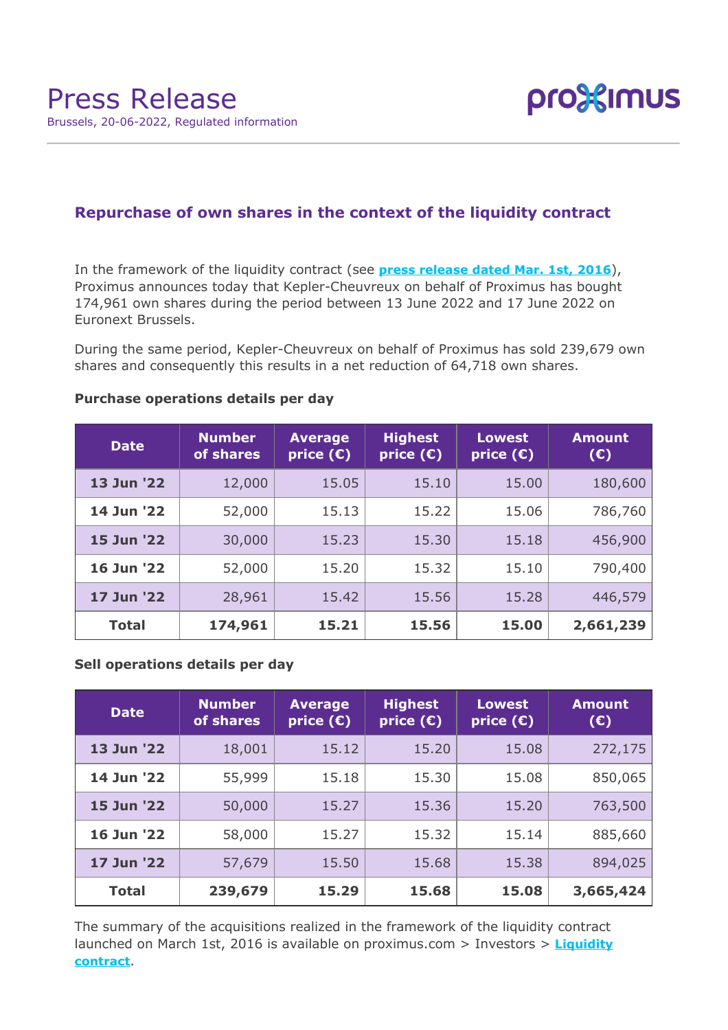# Press Release

Brussels, 20-06-2022, Regulated information

## Repurchase of own shares in the context of the liquidity contract

In the framework of the liquidity contract (see **press release dated Mar. 1st, 2016**), Proximus announces today that Kepler-Cheuvreux on behalf of Proximus has bought 174,961 own shares during the period between 13 June 2022 and 17 June 2022 on Euronext Brussels.

During the same period, Kepler-Cheuvreux on behalf of Proximus has sold 239,679 own shares and consequently this results in a net reduction of 64,718 own shares.

### Purchase operations details per day

| Date | Number of shares | Average price (€) | Highest price (€) | Lowest price (€) | Amount (€) |
|---|---|---|---|---|---|
| **13 Jun '22** | 12,000 | 15.05 | 15.10 | 15.00 | 180,600 |
| **14 Jun '22** | 52,000 | 15.13 | 15.22 | 15.06 | 786,760 |
| **15 Jun '22** | 30,000 | 15.23 | 15.30 | 15.18 | 456,900 |
| **16 Jun '22** | 52,000 | 15.20 | 15.32 | 15.10 | 790,400 |
| **17 Jun '22** | 28,961 | 15.42 | 15.56 | 15.28 | 446,579 |
| **Total** | **174,961** | **15.21** | **15.56** | **15.00** | **2,661,239** |

### Sell operations details per day

| Date | Number of shares | Average price (€) | Highest price (€) | Lowest price (€) | Amount (€) |
|---|---|---|---|---|---|
| **13 Jun '22** | 18,001 | 15.12 | 15.20 | 15.08 | 272,175 |
| **14 Jun '22** | 55,999 | 15.18 | 15.30 | 15.08 | 850,065 |
| **15 Jun '22** | 50,000 | 15.27 | 15.36 | 15.20 | 763,500 |
| **16 Jun '22** | 58,000 | 15.27 | 15.32 | 15.14 | 885,660 |
| **17 Jun '22** | 57,679 | 15.50 | 15.68 | 15.38 | 894,025 |
| **Total** | **239,679** | **15.29** | **15.68** | **15.08** | **3,665,424** |

The summary of the acquisitions realized in the framework of the liquidity contract launched on March 1st, 2016 is available on proximus.com > Investors > **Liquidity contract**.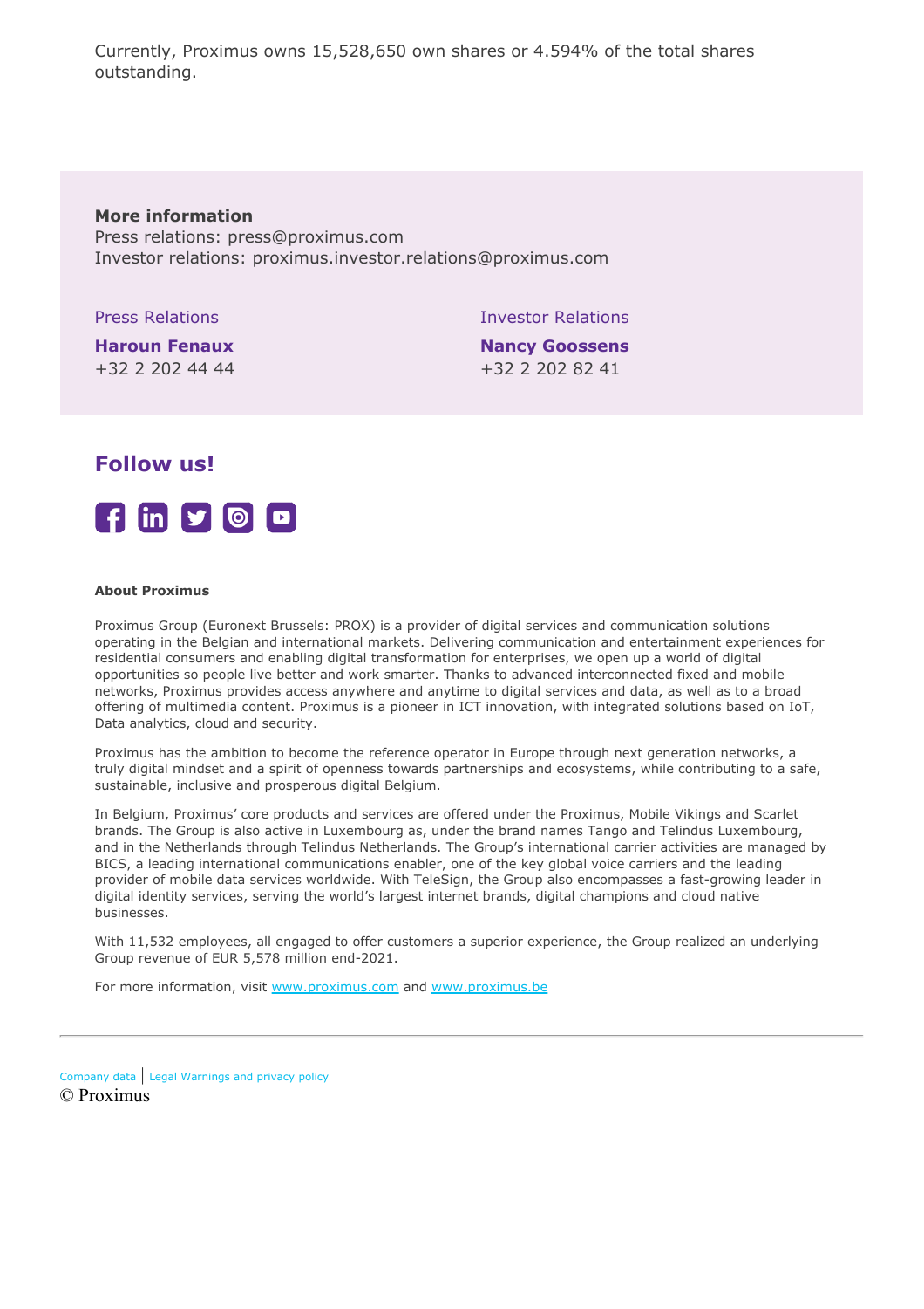Currently, Proximus owns 15,528,650 own shares or 4.594% of the total shares outstanding.

**More information**
Press relations: press@proximus.com
Investor relations: proximus.investor.relations@proximus.com

Press Relations

**Haroun Fenaux**
+32 2 202 44 44

Investor Relations

**Nancy Goossens**
+32 2 202 82 41

## Follow us!

**About Proximus**

Proximus Group (Euronext Brussels: PROX) is a provider of digital services and communication solutions operating in the Belgian and international markets. Delivering communication and entertainment experiences for residential consumers and enabling digital transformation for enterprises, we open up a world of digital opportunities so people live better and work smarter. Thanks to advanced interconnected fixed and mobile networks, Proximus provides access anywhere and anytime to digital services and data, as well as to a broad offering of multimedia content. Proximus is a pioneer in ICT innovation, with integrated solutions based on IoT, Data analytics, cloud and security.

Proximus has the ambition to become the reference operator in Europe through next generation networks, a truly digital mindset and a spirit of openness towards partnerships and ecosystems, while contributing to a safe, sustainable, inclusive and prosperous digital Belgium.

In Belgium, Proximus' core products and services are offered under the Proximus, Mobile Vikings and Scarlet brands. The Group is also active in Luxembourg as, under the brand names Tango and Telindus Luxembourg, and in the Netherlands through Telindus Netherlands. The Group's international carrier activities are managed by BICS, a leading international communications enabler, one of the key global voice carriers and the leading provider of mobile data services worldwide. With TeleSign, the Group also encompasses a fast-growing leader in digital identity services, serving the world's largest internet brands, digital champions and cloud native businesses.

With 11,532 employees, all engaged to offer customers a superior experience, the Group realized an underlying Group revenue of EUR 5,578 million end-2021.

For more information, visit www.proximus.com and www.proximus.be

Company data | Legal Warnings and privacy policy
© Proximus